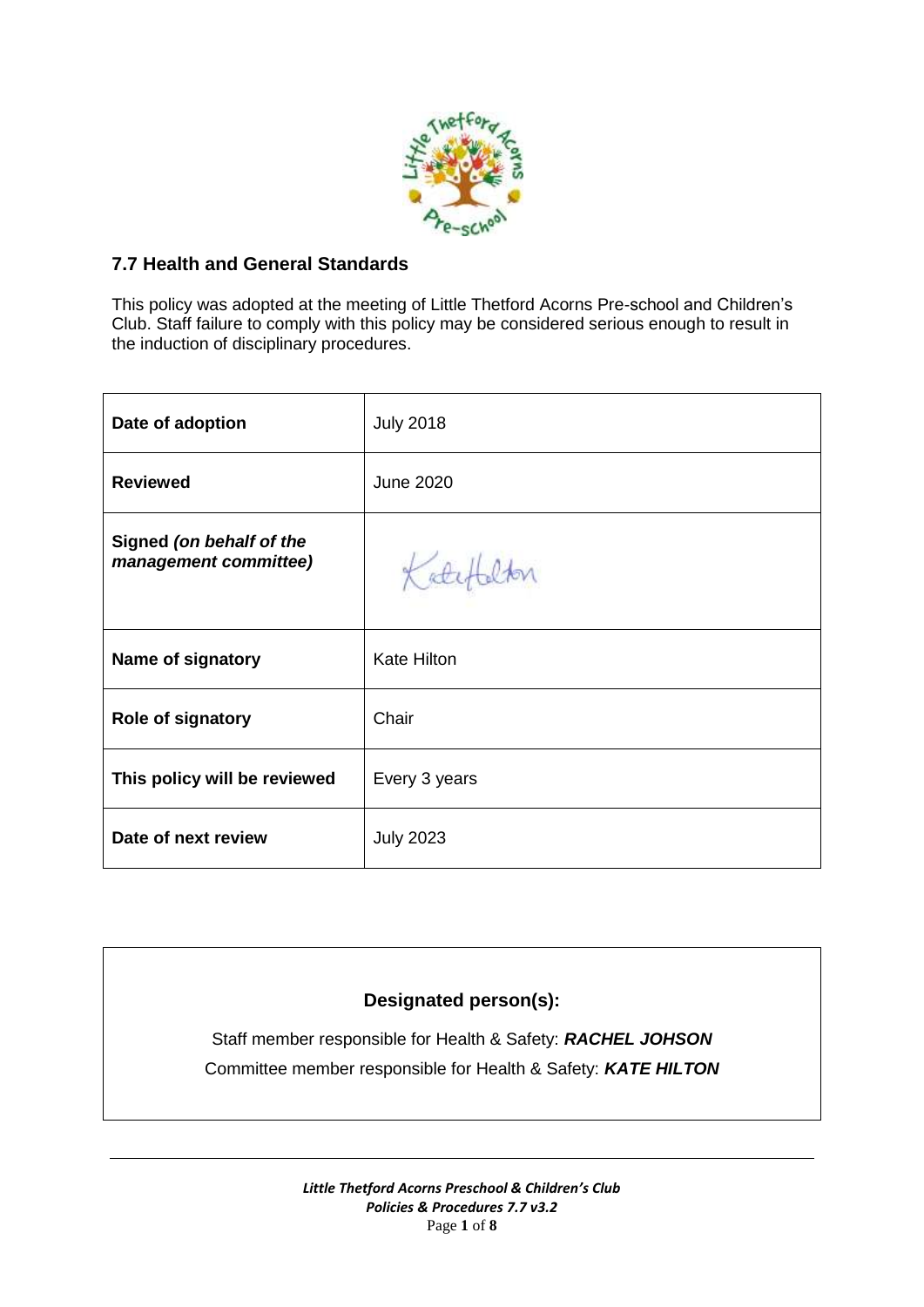## 7.7 Health and General Standards

This policy was adopted at the meeting of Little Thetford Acorns Pre-school and Children's Club. Staff failure to comply with this policy may be considered serious enough to result in the induction of disciplinary procedures.

| | |
|---|---|
| **Date of adoption** | July 2018 |
| **Reviewed** | June 2020 |
| **Signed *(on behalf of the management committee)*** | KateHilton |
| **Name of signatory** | Kate Hilton |
| **Role of signatory** | Chair |
| **This policy will be reviewed** | Every 3 years |
| **Date of next review** | July 2023 |

**Designated person(s):**

Staff member responsible for Health & Safety: ***RACHEL JOHSON***

Committee member responsible for Health & Safety: ***KATE HILTON***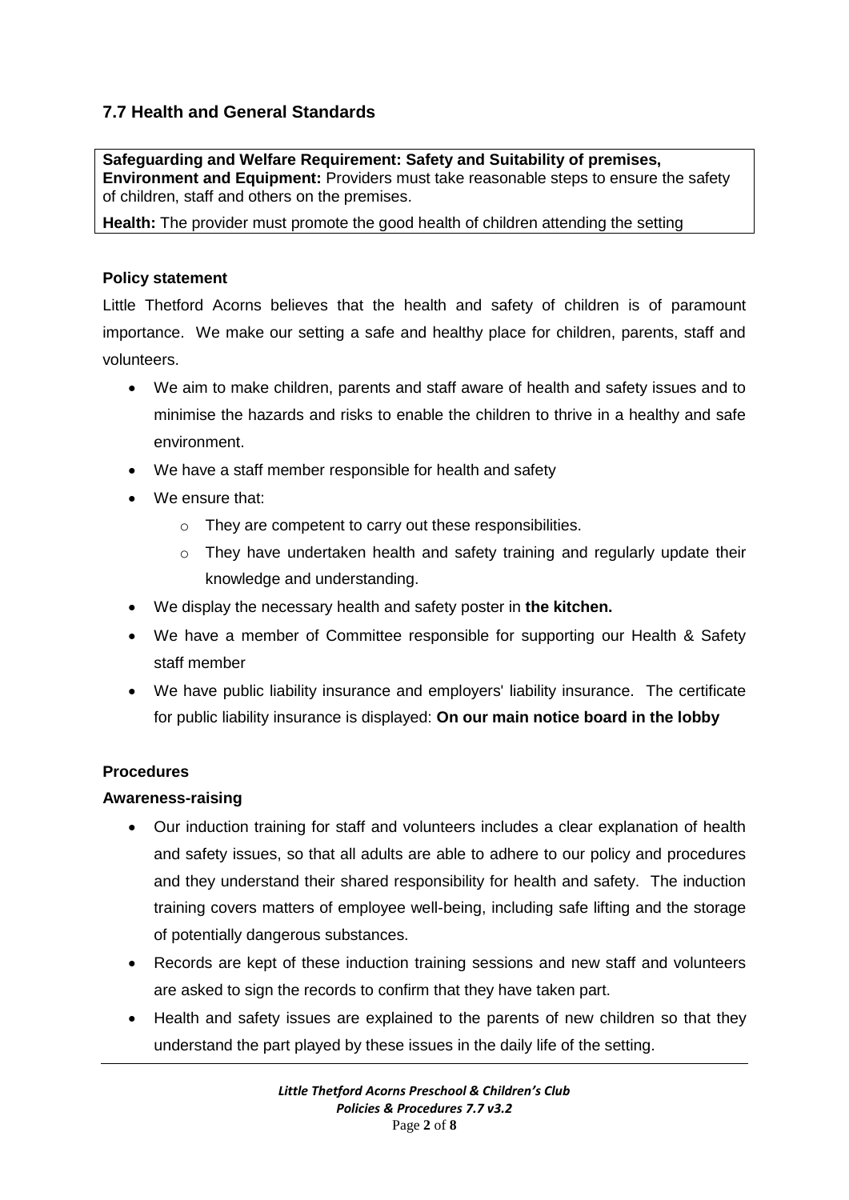## 7.7 Health and General Standards

**Safeguarding and Welfare Requirement: Safety and Suitability of premises, Environment and Equipment:** Providers must take reasonable steps to ensure the safety of children, staff and others on the premises.

**Health:** The provider must promote the good health of children attending the setting

**Policy statement**

Little Thetford Acorns believes that the health and safety of children is of paramount importance. We make our setting a safe and healthy place for children, parents, staff and volunteers.

- We aim to make children, parents and staff aware of health and safety issues and to minimise the hazards and risks to enable the children to thrive in a healthy and safe environment.
- We have a staff member responsible for health and safety
- We ensure that:
  - They are competent to carry out these responsibilities.
  - They have undertaken health and safety training and regularly update their knowledge and understanding.
- We display the necessary health and safety poster in **the kitchen.**
- We have a member of Committee responsible for supporting our Health & Safety staff member
- We have public liability insurance and employers' liability insurance. The certificate for public liability insurance is displayed: **On our main notice board in the lobby**

**Procedures**

**Awareness-raising**

- Our induction training for staff and volunteers includes a clear explanation of health and safety issues, so that all adults are able to adhere to our policy and procedures and they understand their shared responsibility for health and safety. The induction training covers matters of employee well-being, including safe lifting and the storage of potentially dangerous substances.
- Records are kept of these induction training sessions and new staff and volunteers are asked to sign the records to confirm that they have taken part.
- Health and safety issues are explained to the parents of new children so that they understand the part played by these issues in the daily life of the setting.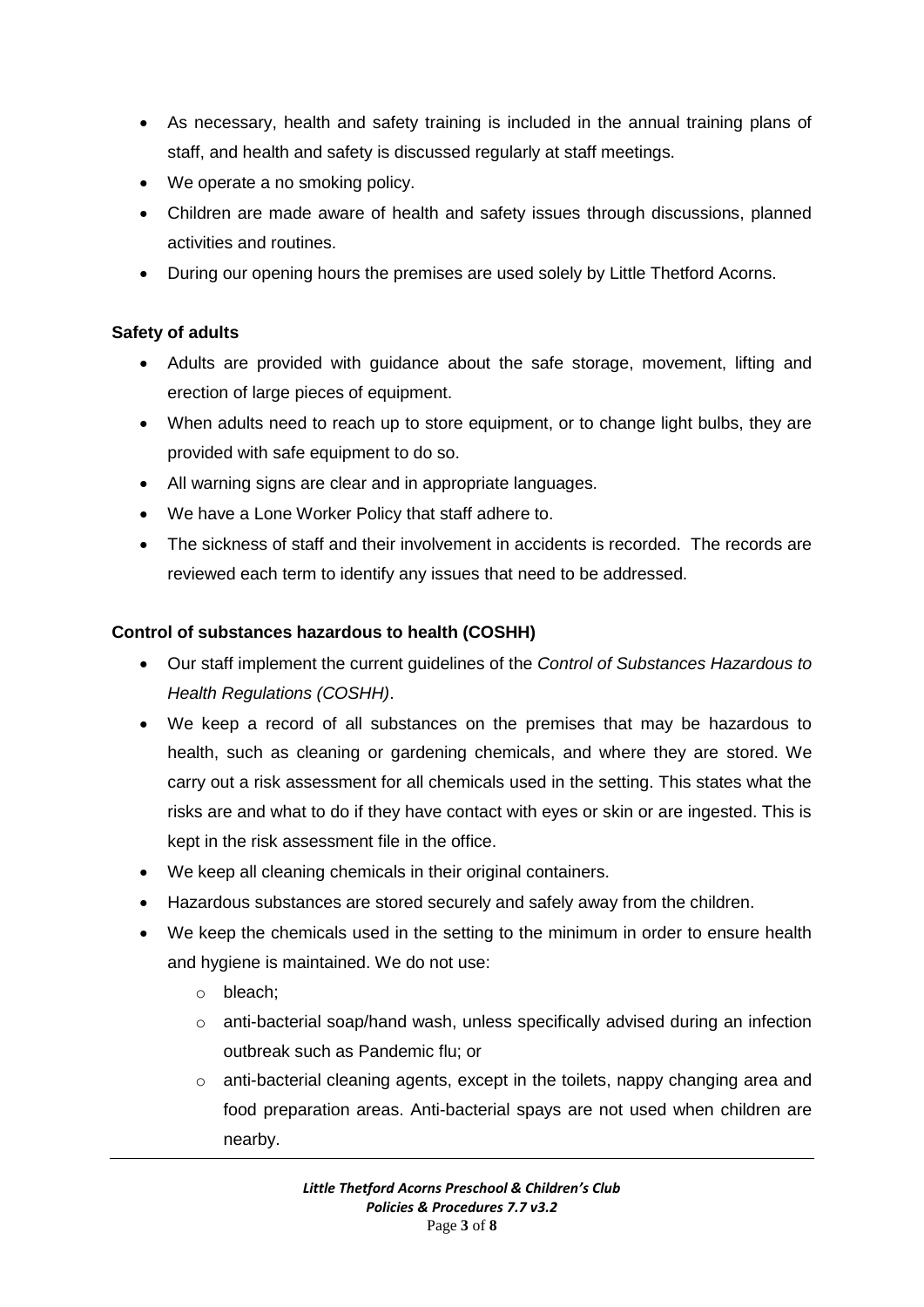- As necessary, health and safety training is included in the annual training plans of staff, and health and safety is discussed regularly at staff meetings.
- We operate a no smoking policy.
- Children are made aware of health and safety issues through discussions, planned activities and routines.
- During our opening hours the premises are used solely by Little Thetford Acorns.

**Safety of adults**

- Adults are provided with guidance about the safe storage, movement, lifting and erection of large pieces of equipment.
- When adults need to reach up to store equipment, or to change light bulbs, they are provided with safe equipment to do so.
- All warning signs are clear and in appropriate languages.
- We have a Lone Worker Policy that staff adhere to.
- The sickness of staff and their involvement in accidents is recorded. The records are reviewed each term to identify any issues that need to be addressed.

**Control of substances hazardous to health (COSHH)**

- Our staff implement the current guidelines of the *Control of Substances Hazardous to Health Regulations (COSHH)*.
- We keep a record of all substances on the premises that may be hazardous to health, such as cleaning or gardening chemicals, and where they are stored. We carry out a risk assessment for all chemicals used in the setting. This states what the risks are and what to do if they have contact with eyes or skin or are ingested. This is kept in the risk assessment file in the office.
- We keep all cleaning chemicals in their original containers.
- Hazardous substances are stored securely and safely away from the children.
- We keep the chemicals used in the setting to the minimum in order to ensure health and hygiene is maintained. We do not use:
  - bleach;
  - anti-bacterial soap/hand wash, unless specifically advised during an infection outbreak such as Pandemic flu; or
  - anti-bacterial cleaning agents, except in the toilets, nappy changing area and food preparation areas. Anti-bacterial spays are not used when children are nearby.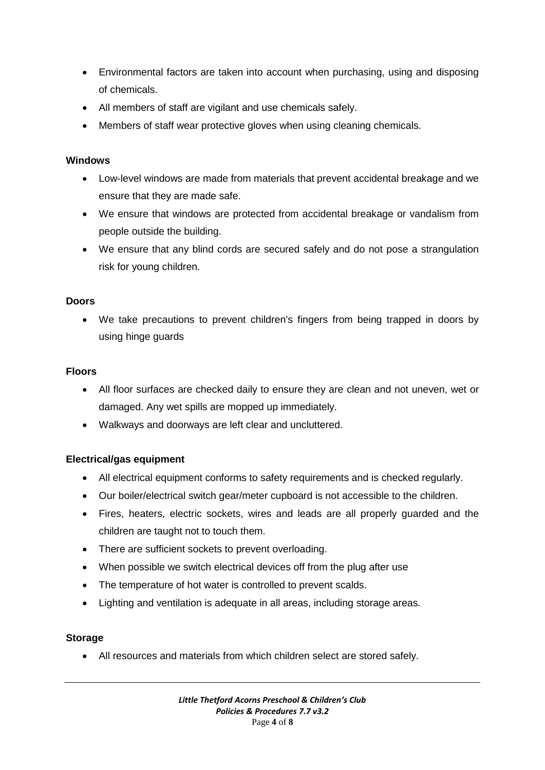- Environmental factors are taken into account when purchasing, using and disposing of chemicals.
- All members of staff are vigilant and use chemicals safely.
- Members of staff wear protective gloves when using cleaning chemicals.

**Windows**

- Low-level windows are made from materials that prevent accidental breakage and we ensure that they are made safe.
- We ensure that windows are protected from accidental breakage or vandalism from people outside the building.
- We ensure that any blind cords are secured safely and do not pose a strangulation risk for young children.

**Doors**

- We take precautions to prevent children's fingers from being trapped in doors by using hinge guards

**Floors**

- All floor surfaces are checked daily to ensure they are clean and not uneven, wet or damaged. Any wet spills are mopped up immediately.
- Walkways and doorways are left clear and uncluttered.

**Electrical/gas equipment**

- All electrical equipment conforms to safety requirements and is checked regularly.
- Our boiler/electrical switch gear/meter cupboard is not accessible to the children.
- Fires, heaters, electric sockets, wires and leads are all properly guarded and the children are taught not to touch them.
- There are sufficient sockets to prevent overloading.
- When possible we switch electrical devices off from the plug after use
- The temperature of hot water is controlled to prevent scalds.
- Lighting and ventilation is adequate in all areas, including storage areas.

**Storage**

- All resources and materials from which children select are stored safely.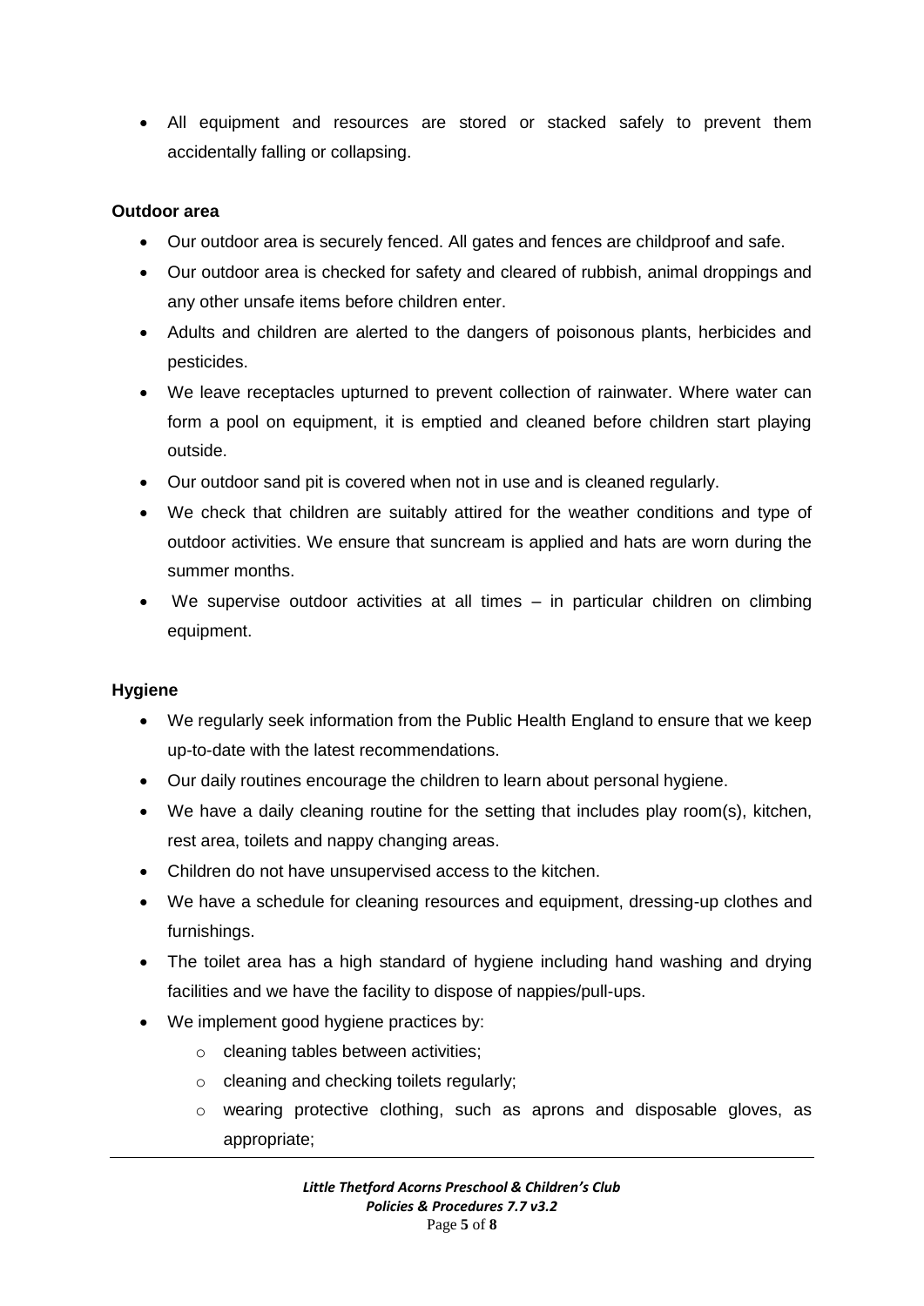- All equipment and resources are stored or stacked safely to prevent them accidentally falling or collapsing.

**Outdoor area**

- Our outdoor area is securely fenced. All gates and fences are childproof and safe.
- Our outdoor area is checked for safety and cleared of rubbish, animal droppings and any other unsafe items before children enter.
- Adults and children are alerted to the dangers of poisonous plants, herbicides and pesticides.
- We leave receptacles upturned to prevent collection of rainwater. Where water can form a pool on equipment, it is emptied and cleaned before children start playing outside.
- Our outdoor sand pit is covered when not in use and is cleaned regularly.
- We check that children are suitably attired for the weather conditions and type of outdoor activities. We ensure that suncream is applied and hats are worn during the summer months.
- We supervise outdoor activities at all times – in particular children on climbing equipment.

**Hygiene**

- We regularly seek information from the Public Health England to ensure that we keep up-to-date with the latest recommendations.
- Our daily routines encourage the children to learn about personal hygiene.
- We have a daily cleaning routine for the setting that includes play room(s), kitchen, rest area, toilets and nappy changing areas.
- Children do not have unsupervised access to the kitchen.
- We have a schedule for cleaning resources and equipment, dressing-up clothes and furnishings.
- The toilet area has a high standard of hygiene including hand washing and drying facilities and we have the facility to dispose of nappies/pull-ups.
- We implement good hygiene practices by:
  - cleaning tables between activities;
  - cleaning and checking toilets regularly;
  - wearing protective clothing, such as aprons and disposable gloves, as appropriate;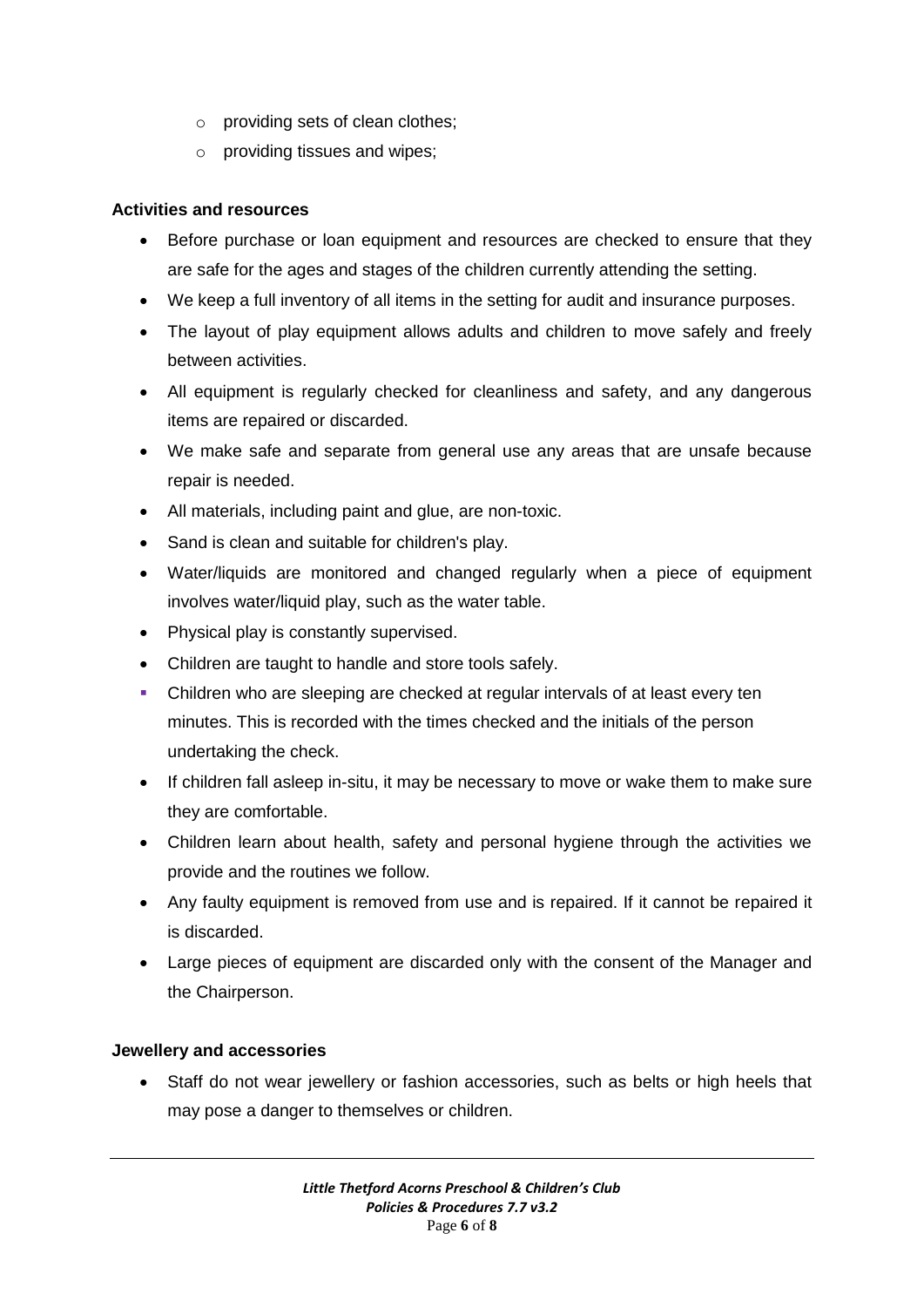- providing sets of clean clothes;
- providing tissues and wipes;

**Activities and resources**

- Before purchase or loan equipment and resources are checked to ensure that they are safe for the ages and stages of the children currently attending the setting.
- We keep a full inventory of all items in the setting for audit and insurance purposes.
- The layout of play equipment allows adults and children to move safely and freely between activities.
- All equipment is regularly checked for cleanliness and safety, and any dangerous items are repaired or discarded.
- We make safe and separate from general use any areas that are unsafe because repair is needed.
- All materials, including paint and glue, are non-toxic.
- Sand is clean and suitable for children's play.
- Water/liquids are monitored and changed regularly when a piece of equipment involves water/liquid play, such as the water table.
- Physical play is constantly supervised.
- Children are taught to handle and store tools safely.
- Children who are sleeping are checked at regular intervals of at least every ten minutes. This is recorded with the times checked and the initials of the person undertaking the check.
- If children fall asleep in-situ, it may be necessary to move or wake them to make sure they are comfortable.
- Children learn about health, safety and personal hygiene through the activities we provide and the routines we follow.
- Any faulty equipment is removed from use and is repaired. If it cannot be repaired it is discarded.
- Large pieces of equipment are discarded only with the consent of the Manager and the Chairperson.

**Jewellery and accessories**

- Staff do not wear jewellery or fashion accessories, such as belts or high heels that may pose a danger to themselves or children.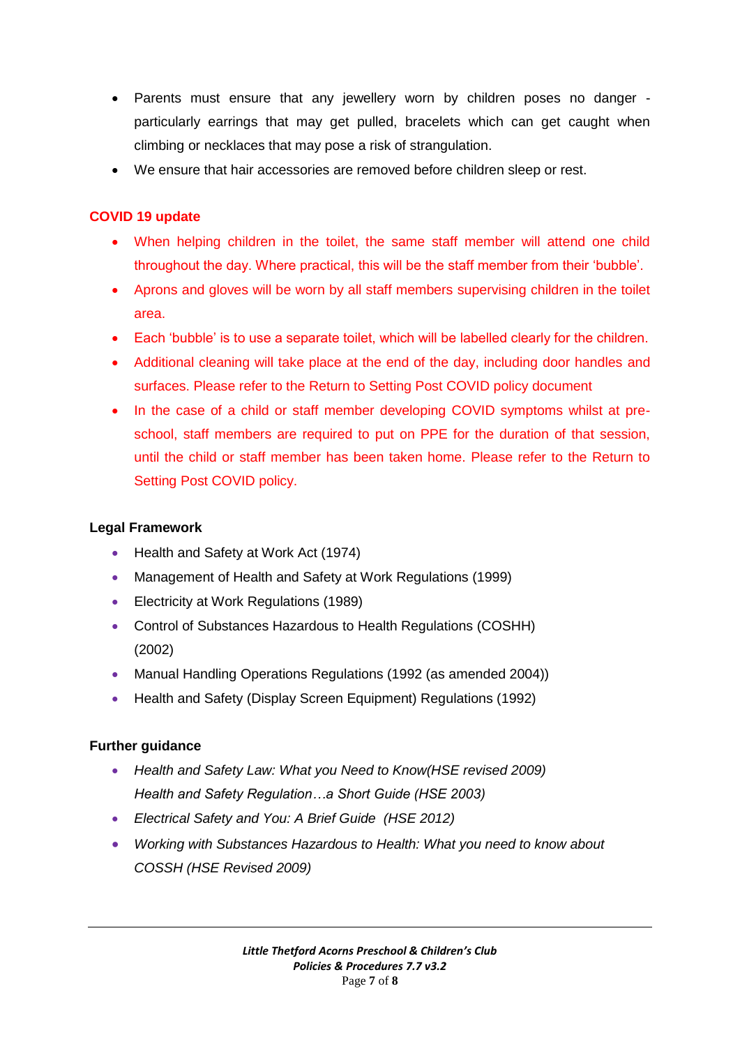- Parents must ensure that any jewellery worn by children poses no danger - particularly earrings that may get pulled, bracelets which can get caught when climbing or necklaces that may pose a risk of strangulation.
- We ensure that hair accessories are removed before children sleep or rest.

**COVID 19 update**

- When helping children in the toilet, the same staff member will attend one child throughout the day. Where practical, this will be the staff member from their 'bubble'.
- Aprons and gloves will be worn by all staff members supervising children in the toilet area.
- Each 'bubble' is to use a separate toilet, which will be labelled clearly for the children.
- Additional cleaning will take place at the end of the day, including door handles and surfaces. Please refer to the Return to Setting Post COVID policy document
- In the case of a child or staff member developing COVID symptoms whilst at pre-school, staff members are required to put on PPE for the duration of that session, until the child or staff member has been taken home. Please refer to the Return to Setting Post COVID policy.

**Legal Framework**

- Health and Safety at Work Act (1974)
- Management of Health and Safety at Work Regulations (1999)
- Electricity at Work Regulations (1989)
- Control of Substances Hazardous to Health Regulations (COSHH) (2002)
- Manual Handling Operations Regulations (1992 (as amended 2004))
- Health and Safety (Display Screen Equipment) Regulations (1992)

**Further guidance**

- *Health and Safety Law: What you Need to Know(HSE revised 2009)*
  *Health and Safety Regulation…a Short Guide (HSE 2003)*
- *Electrical Safety and You: A Brief Guide (HSE 2012)*
- *Working with Substances Hazardous to Health: What you need to know about COSSH (HSE Revised 2009)*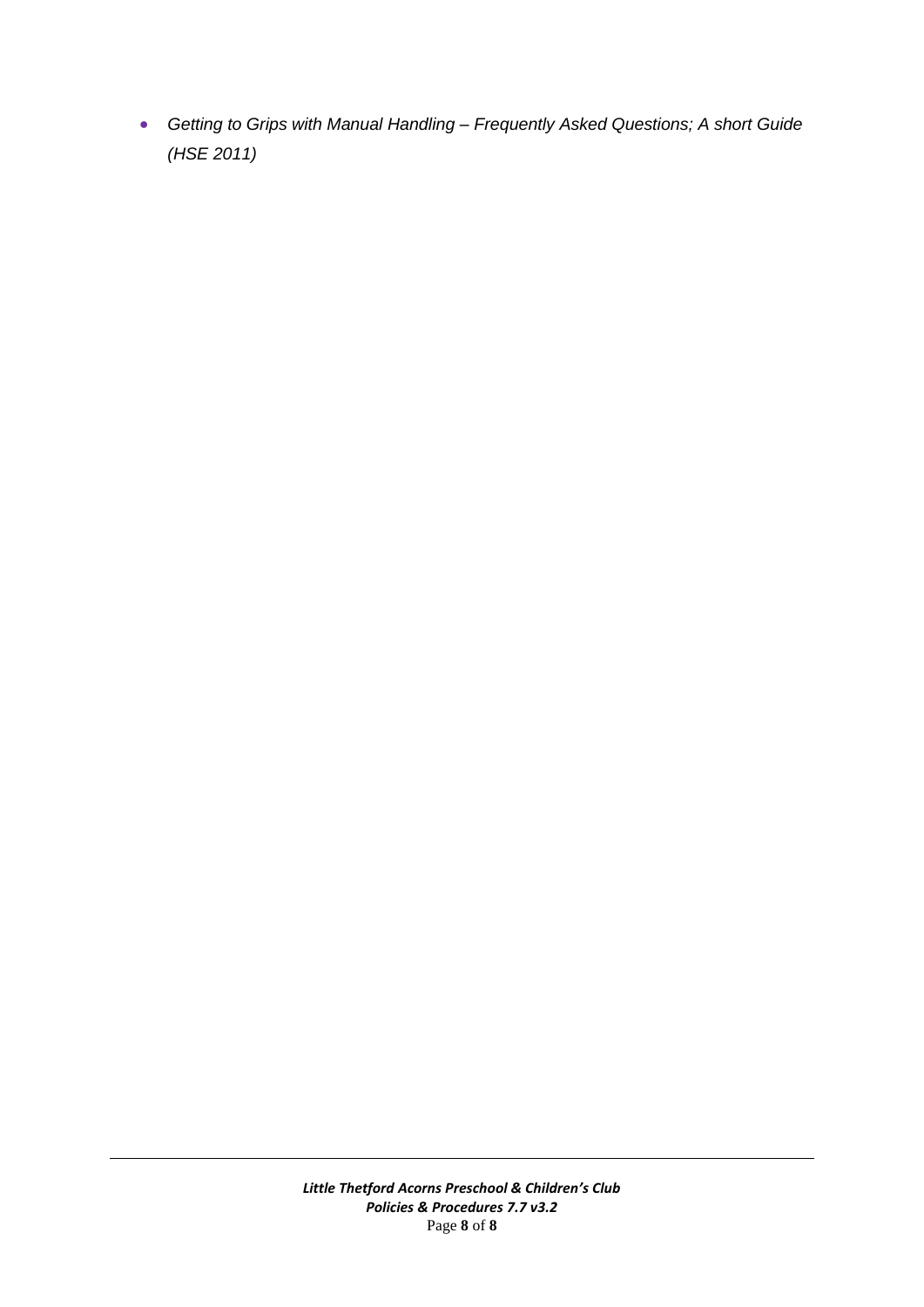- *Getting to Grips with Manual Handling – Frequently Asked Questions; A short Guide (HSE 2011)*